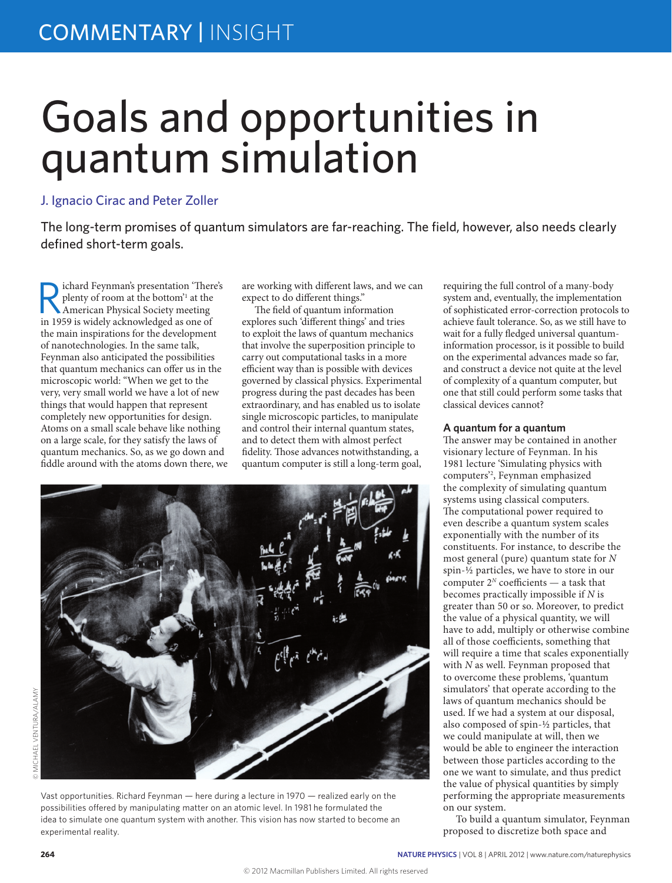# Goals and opportunities in quantum simulation

J. Ignacio Cirac and Peter Zoller

The long-term promises of quantum simulators are far-reaching. The field, however, also needs clearly defined short-term goals.

Richard Feynman's presentation 'There's plenty of room at the bottom'[1] at the American Physical Society meeting in 1959 is widely acknowledged as one of the main inspirations for the development of nanotechnologies. In the same talk, Feynman also anticipated the possibilities that quantum mechanics can offer us in the microscopic world: "When we get to the very, very small world we have a lot of new things that would happen that represent completely new opportunities for design. Atoms on a small scale behave like nothing on a large scale, for they satisfy the laws of quantum mechanics. So, as we go down and fiddle around with the atoms down there, we are working with different laws, and we can expect to do different things."

The field of quantum information explores such 'different things' and tries to exploit the laws of quantum mechanics that involve the superposition principle to carry out computational tasks in a more efficient way than is possible with devices governed by classical physics. Experimental progress during the past decades has been extraordinary, and has enabled us to isolate single microscopic particles, to manipulate and control their internal quantum states, and to detect them with almost perfect fidelity. Those advances notwithstanding, a quantum computer is still a long-term goal, requiring the full control of a many-body system and, eventually, the implementation of sophisticated error-correction protocols to achieve fault tolerance. So, as we still have to wait for a fully fledged universal quantum-information processor, is it possible to build on the experimental advances made so far, and construct a device not quite at the level of complexity of a quantum computer, but one that still could perform some tasks that classical devices cannot?

Vast opportunities. Richard Feynman — here during a lecture in 1970 — realized early on the possibilities offered by manipulating matter on an atomic level. In 1981 he formulated the idea to simulate one quantum system with another. This vision has now started to become an experimental reality.

## A quantum for a quantum

The answer may be contained in another visionary lecture of Feynman. In his 1981 lecture 'Simulating physics with computers'[2], Feynman emphasized the complexity of simulating quantum systems using classical computers. The computational power required to even describe a quantum system scales exponentially with the number of its constituents. For instance, to describe the most general (pure) quantum state for $N$ spin-½ particles, we have to store in our computer $2^N$ coefficients — a task that becomes practically impossible if $N$ is greater than 50 or so. Moreover, to predict the value of a physical quantity, we will have to add, multiply or otherwise combine all of those coefficients, something that will require a time that scales exponentially with $N$ as well. Feynman proposed that to overcome these problems, 'quantum simulators' that operate according to the laws of quantum mechanics should be used. If we had a system at our disposal, also composed of spin-½ particles, that we could manipulate at will, then we would be able to engineer the interaction between those particles according to the one we want to simulate, and thus predict the value of physical quantities by simply performing the appropriate measurements on our system.

To build a quantum simulator, Feynman proposed to discretize both space and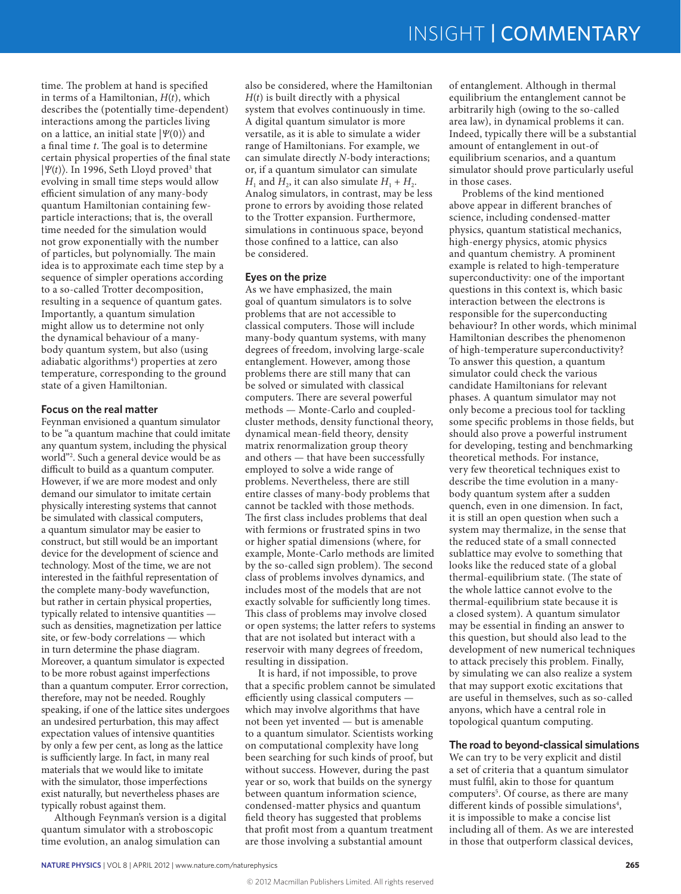time. The problem at hand is specified in terms of a Hamiltonian, $H(t)$, which describes the (potentially time-dependent) interactions among the particles living on a lattice, an initial state $|\Psi(0)\rangle$ and a final time $t$. The goal is to determine certain physical properties of the final state $|\Psi(t)\rangle$. In 1996, Seth Lloyd proved[3] that evolving in small time steps would allow efficient simulation of any many-body quantum Hamiltonian containing few-particle interactions; that is, the overall time needed for the simulation would not grow exponentially with the number of particles, but polynomially. The main idea is to approximate each time step by a sequence of simpler operations according to a so-called Trotter decomposition, resulting in a sequence of quantum gates. Importantly, a quantum simulation might allow us to determine not only the dynamical behaviour of a many-body quantum system, but also (using adiabatic algorithms[4]) properties at zero temperature, corresponding to the ground state of a given Hamiltonian.

### Focus on the real matter

Feynman envisioned a quantum simulator to be "a quantum machine that could imitate any quantum system, including the physical world"[2]. Such a general device would be as difficult to build as a quantum computer. However, if we are more modest and only demand our simulator to imitate certain physically interesting systems that cannot be simulated with classical computers, a quantum simulator may be easier to construct, but still would be an important device for the development of science and technology. Most of the time, we are not interested in the faithful representation of the complete many-body wavefunction, but rather in certain physical properties, typically related to intensive quantities — such as densities, magnetization per lattice site, or few-body correlations — which in turn determine the phase diagram. Moreover, a quantum simulator is expected to be more robust against imperfections than a quantum computer. Error correction, therefore, may not be needed. Roughly speaking, if one of the lattice sites undergoes an undesired perturbation, this may affect expectation values of intensive quantities by only a few per cent, as long as the lattice is sufficiently large. In fact, in many real materials that we would like to imitate with the simulator, those imperfections exist naturally, but nevertheless phases are typically robust against them.

Although Feynman's version is a digital quantum simulator with a stroboscopic time evolution, an analog simulation can also be considered, where the Hamiltonian $H(t)$ is built directly with a physical system that evolves continuously in time. A digital quantum simulator is more versatile, as it is able to simulate a wider range of Hamiltonians. For example, we can simulate directly $N$-body interactions; or, if a quantum simulator can simulate $H_1$ and $H_2$, it can also simulate $H_1 + H_2$. Analog simulators, in contrast, may be less prone to errors by avoiding those related to the Trotter expansion. Furthermore, simulations in continuous space, beyond those confined to a lattice, can also be considered.

### Eyes on the prize

As we have emphasized, the main goal of quantum simulators is to solve problems that are not accessible to classical computers. Those will include many-body quantum systems, with many degrees of freedom, involving large-scale entanglement. However, among those problems there are still many that can be solved or simulated with classical computers. There are several powerful methods — Monte-Carlo and coupled-cluster methods, density functional theory, dynamical mean-field theory, density matrix renormalization group theory and others — that have been successfully employed to solve a wide range of problems. Nevertheless, there are still entire classes of many-body problems that cannot be tackled with those methods. The first class includes problems that deal with fermions or frustrated spins in two or higher spatial dimensions (where, for example, Monte-Carlo methods are limited by the so-called sign problem). The second class of problems involves dynamics, and includes most of the models that are not exactly solvable for sufficiently long times. This class of problems may involve closed or open systems; the latter refers to systems that are not isolated but interact with a reservoir with many degrees of freedom, resulting in dissipation.

It is hard, if not impossible, to prove that a specific problem cannot be simulated efficiently using classical computers — which may involve algorithms that have not been yet invented — but is amenable to a quantum simulator. Scientists working on computational complexity have long been searching for such kinds of proof, but without success. However, during the past year or so, work that builds on the synergy between quantum information science, condensed-matter physics and quantum field theory has suggested that problems that profit most from a quantum treatment are those involving a substantial amount of entanglement. Although in thermal equilibrium the entanglement cannot be arbitrarily high (owing to the so-called area law), in dynamical problems it can. Indeed, typically there will be a substantial amount of entanglement in out-of equilibrium scenarios, and a quantum simulator should prove particularly useful in those cases.

Problems of the kind mentioned above appear in different branches of science, including condensed-matter physics, quantum statistical mechanics, high-energy physics, atomic physics and quantum chemistry. A prominent example is related to high-temperature superconductivity: one of the important questions in this context is, which basic interaction between the electrons is responsible for the superconducting behaviour? In other words, which minimal Hamiltonian describes the phenomenon of high-temperature superconductivity? To answer this question, a quantum simulator could check the various candidate Hamiltonians for relevant phases. A quantum simulator may not only become a precious tool for tackling some specific problems in those fields, but should also prove a powerful instrument for developing, testing and benchmarking theoretical methods. For instance, very few theoretical techniques exist to describe the time evolution in a many-body quantum system after a sudden quench, even in one dimension. In fact, it is still an open question when such a system may thermalize, in the sense that the reduced state of a small connected sublattice may evolve to something that looks like the reduced state of a global thermal-equilibrium state. (The state of the whole lattice cannot evolve to the thermal-equilibrium state because it is a closed system). A quantum simulator may be essential in finding an answer to this question, but should also lead to the development of new numerical techniques to attack precisely this problem. Finally, by simulating we can also realize a system that may support exotic excitations that are useful in themselves, such as so-called anyons, which have a central role in topological quantum computing.

### The road to beyond-classical simulations

We can try to be very explicit and distil a set of criteria that a quantum simulator must fulfil, akin to those for quantum computers[5]. Of course, as there are many different kinds of possible simulations[4], it is impossible to make a concise list including all of them. As we are interested in those that outperform classical devices,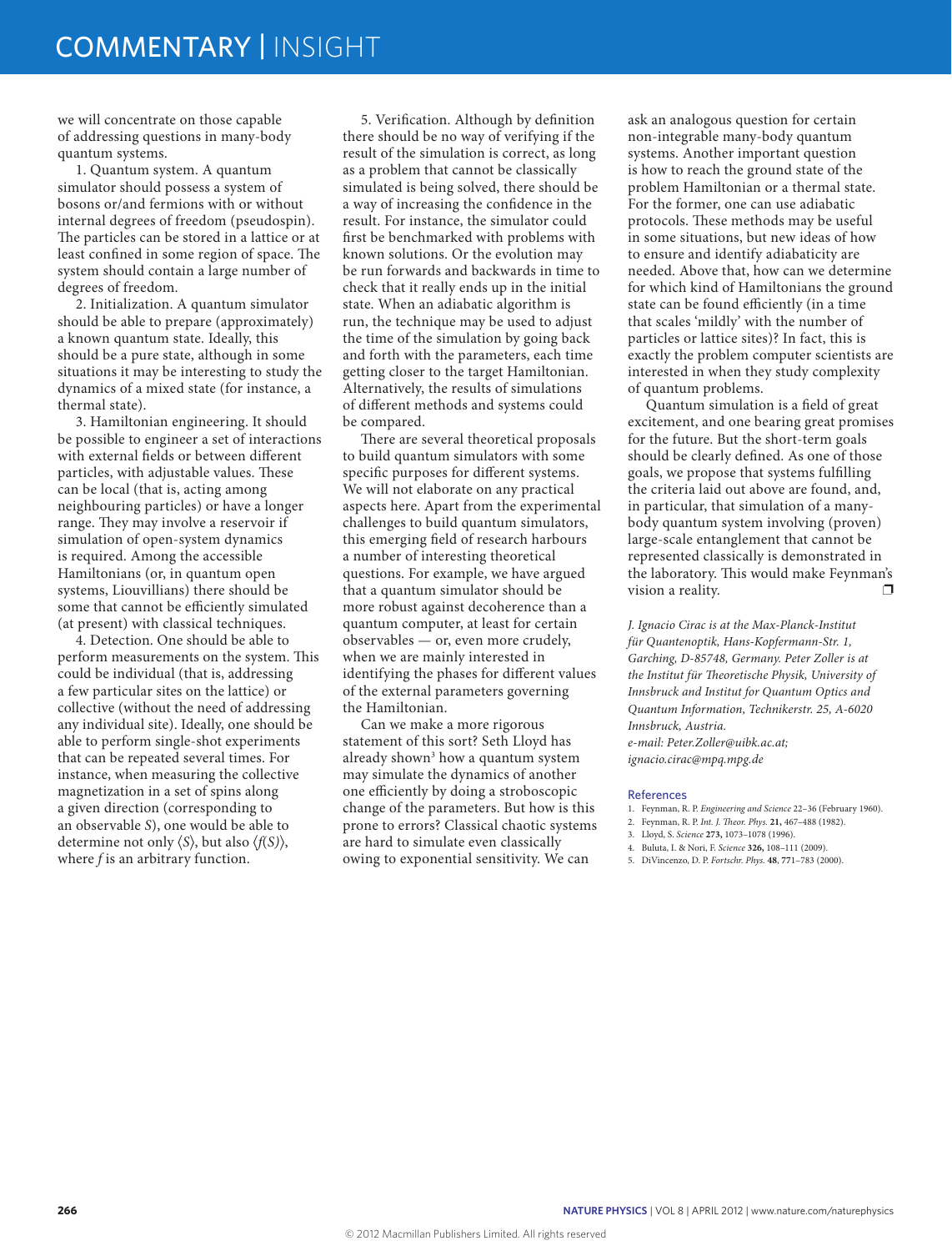we will concentrate on those capable of addressing questions in many-body quantum systems.

1. Quantum system. A quantum simulator should possess a system of bosons or/and fermions with or without internal degrees of freedom (pseudospin). The particles can be stored in a lattice or at least confined in some region of space. The system should contain a large number of degrees of freedom.

2. Initialization. A quantum simulator should be able to prepare (approximately) a known quantum state. Ideally, this should be a pure state, although in some situations it may be interesting to study the dynamics of a mixed state (for instance, a thermal state).

3. Hamiltonian engineering. It should be possible to engineer a set of interactions with external fields or between different particles, with adjustable values. These can be local (that is, acting among neighbouring particles) or have a longer range. They may involve a reservoir if simulation of open-system dynamics is required. Among the accessible Hamiltonians (or, in quantum open systems, Liouvillians) there should be some that cannot be efficiently simulated (at present) with classical techniques.

4. Detection. One should be able to perform measurements on the system. This could be individual (that is, addressing a few particular sites on the lattice) or collective (without the need of addressing any individual site). Ideally, one should be able to perform single-shot experiments that can be repeated several times. For instance, when measuring the collective magnetization in a set of spins along a given direction (corresponding to an observable $S$), one would be able to determine not only $\langle S \rangle$, but also $\langle f(S) \rangle$, where $f$ is an arbitrary function.

5. Verification. Although by definition there should be no way of verifying if the result of the simulation is correct, as long as a problem that cannot be classically simulated is being solved, there should be a way of increasing the confidence in the result. For instance, the simulator could first be benchmarked with problems with known solutions. Or the evolution may be run forwards and backwards in time to check that it really ends up in the initial state. When an adiabatic algorithm is run, the technique may be used to adjust the time of the simulation by going back and forth with the parameters, each time getting closer to the target Hamiltonian. Alternatively, the results of simulations of different methods and systems could be compared.

There are several theoretical proposals to build quantum simulators with some specific purposes for different systems. We will not elaborate on any practical aspects here. Apart from the experimental challenges to build quantum simulators, this emerging field of research harbours a number of interesting theoretical questions. For example, we have argued that a quantum simulator should be more robust against decoherence than a quantum computer, at least for certain observables — or, even more crudely, when we are mainly interested in identifying the phases for different values of the external parameters governing the Hamiltonian.

Can we make a more rigorous statement of this sort? Seth Lloyd has already shown[3] how a quantum system may simulate the dynamics of another one efficiently by doing a stroboscopic change of the parameters. But how is this prone to errors? Classical chaotic systems are hard to simulate even classically owing to exponential sensitivity. We can ask an analogous question for certain non-integrable many-body quantum systems. Another important question is how to reach the ground state of the problem Hamiltonian or a thermal state. For the former, one can use adiabatic protocols. These methods may be useful in some situations, but new ideas of how to ensure and identify adiabaticity are needed. Above that, how can we determine for which kind of Hamiltonians the ground state can be found efficiently (in a time that scales 'mildly' with the number of particles or lattice sites)? In fact, this is exactly the problem computer scientists are interested in when they study complexity of quantum problems.

Quantum simulation is a field of great excitement, and one bearing great promises for the future. But the short-term goals should be clearly defined. As one of those goals, we propose that systems fulfilling the criteria laid out above are found, and, in particular, that simulation of a many-body quantum system involving (proven) large-scale entanglement that cannot be represented classically is demonstrated in the laboratory. This would make Feynman's vision a reality. ❐

*J. Ignacio Cirac is at the Max-Planck-Institut für Quantenoptik, Hans-Kopfermann-Str. 1, Garching, D-85748, Germany. Peter Zoller is at the Institut für Theoretische Physik, University of Innsbruck and Institut for Quantum Optics and Quantum Information, Technikerstr. 25, A-6020 Innsbruck, Austria.*
*e-mail: Peter.Zoller@uibk.ac.at; ignacio.cirac@mpq.mpg.de*

### References

1. Feynman, R. P. *Engineering and Science* 22–36 (February 1960).
2. Feynman, R. P. *Int. J. Theor. Phys.* **21,** 467–488 (1982).
3. Lloyd, S. *Science* **273,** 1073–1078 (1996).
4. Buluta, I. & Nori, F. *Science* **326,** 108–111 (2009).
5. DiVincenzo, D. P. *Fortschr. Phys.* **48**, 771–783 (2000).